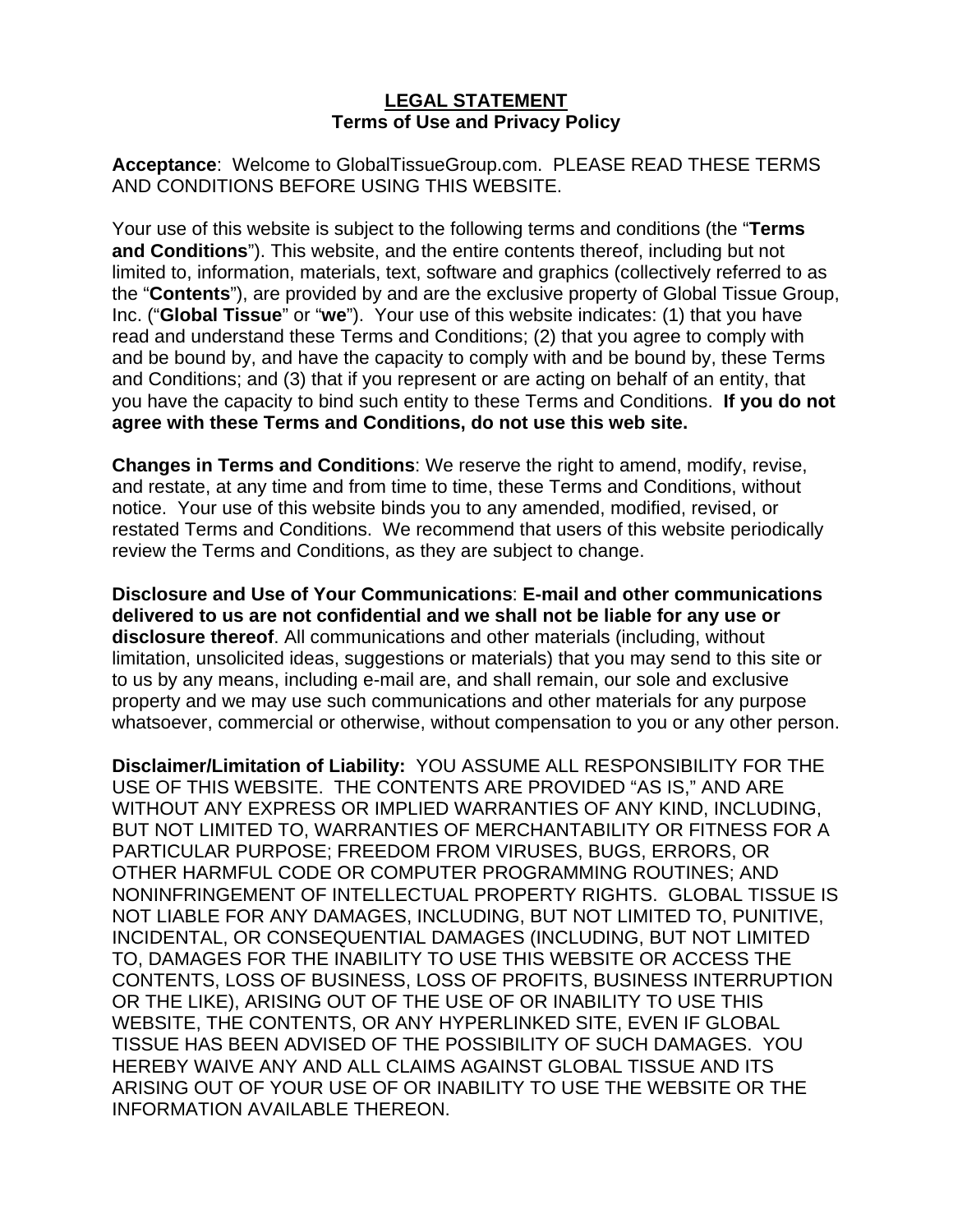**<u>LEGAL STATEMENT</u>**
**Terms of Use and Privacy Policy**

**Acceptance**: Welcome to GlobalTissueGroup.com. PLEASE READ THESE TERMS AND CONDITIONS BEFORE USING THIS WEBSITE.

Your use of this website is subject to the following terms and conditions (the "**Terms and Conditions**"). This website, and the entire contents thereof, including but not limited to, information, materials, text, software and graphics (collectively referred to as the "**Contents**"), are provided by and are the exclusive property of Global Tissue Group, Inc. ("**Global Tissue**" or "**we**"). Your use of this website indicates: (1) that you have read and understand these Terms and Conditions; (2) that you agree to comply with and be bound by, and have the capacity to comply with and be bound by, these Terms and Conditions; and (3) that if you represent or are acting on behalf of an entity, that you have the capacity to bind such entity to these Terms and Conditions. **If you do not agree with these Terms and Conditions, do not use this web site.**

**Changes in Terms and Conditions**: We reserve the right to amend, modify, revise, and restate, at any time and from time to time, these Terms and Conditions, without notice. Your use of this website binds you to any amended, modified, revised, or restated Terms and Conditions. We recommend that users of this website periodically review the Terms and Conditions, as they are subject to change.

**Disclosure and Use of Your Communications**: **E-mail and other communications delivered to us are not confidential and we shall not be liable for any use or disclosure thereof**. All communications and other materials (including, without limitation, unsolicited ideas, suggestions or materials) that you may send to this site or to us by any means, including e-mail are, and shall remain, our sole and exclusive property and we may use such communications and other materials for any purpose whatsoever, commercial or otherwise, without compensation to you or any other person.

**Disclaimer/Limitation of Liability:** YOU ASSUME ALL RESPONSIBILITY FOR THE USE OF THIS WEBSITE. THE CONTENTS ARE PROVIDED "AS IS," AND ARE WITHOUT ANY EXPRESS OR IMPLIED WARRANTIES OF ANY KIND, INCLUDING, BUT NOT LIMITED TO, WARRANTIES OF MERCHANTABILITY OR FITNESS FOR A PARTICULAR PURPOSE; FREEDOM FROM VIRUSES, BUGS, ERRORS, OR OTHER HARMFUL CODE OR COMPUTER PROGRAMMING ROUTINES; AND NONINFRINGEMENT OF INTELLECTUAL PROPERTY RIGHTS. GLOBAL TISSUE IS NOT LIABLE FOR ANY DAMAGES, INCLUDING, BUT NOT LIMITED TO, PUNITIVE, INCIDENTAL, OR CONSEQUENTIAL DAMAGES (INCLUDING, BUT NOT LIMITED TO, DAMAGES FOR THE INABILITY TO USE THIS WEBSITE OR ACCESS THE CONTENTS, LOSS OF BUSINESS, LOSS OF PROFITS, BUSINESS INTERRUPTION OR THE LIKE), ARISING OUT OF THE USE OF OR INABILITY TO USE THIS WEBSITE, THE CONTENTS, OR ANY HYPERLINKED SITE, EVEN IF GLOBAL TISSUE HAS BEEN ADVISED OF THE POSSIBILITY OF SUCH DAMAGES. YOU HEREBY WAIVE ANY AND ALL CLAIMS AGAINST GLOBAL TISSUE AND ITS ARISING OUT OF YOUR USE OF OR INABILITY TO USE THE WEBSITE OR THE INFORMATION AVAILABLE THEREON.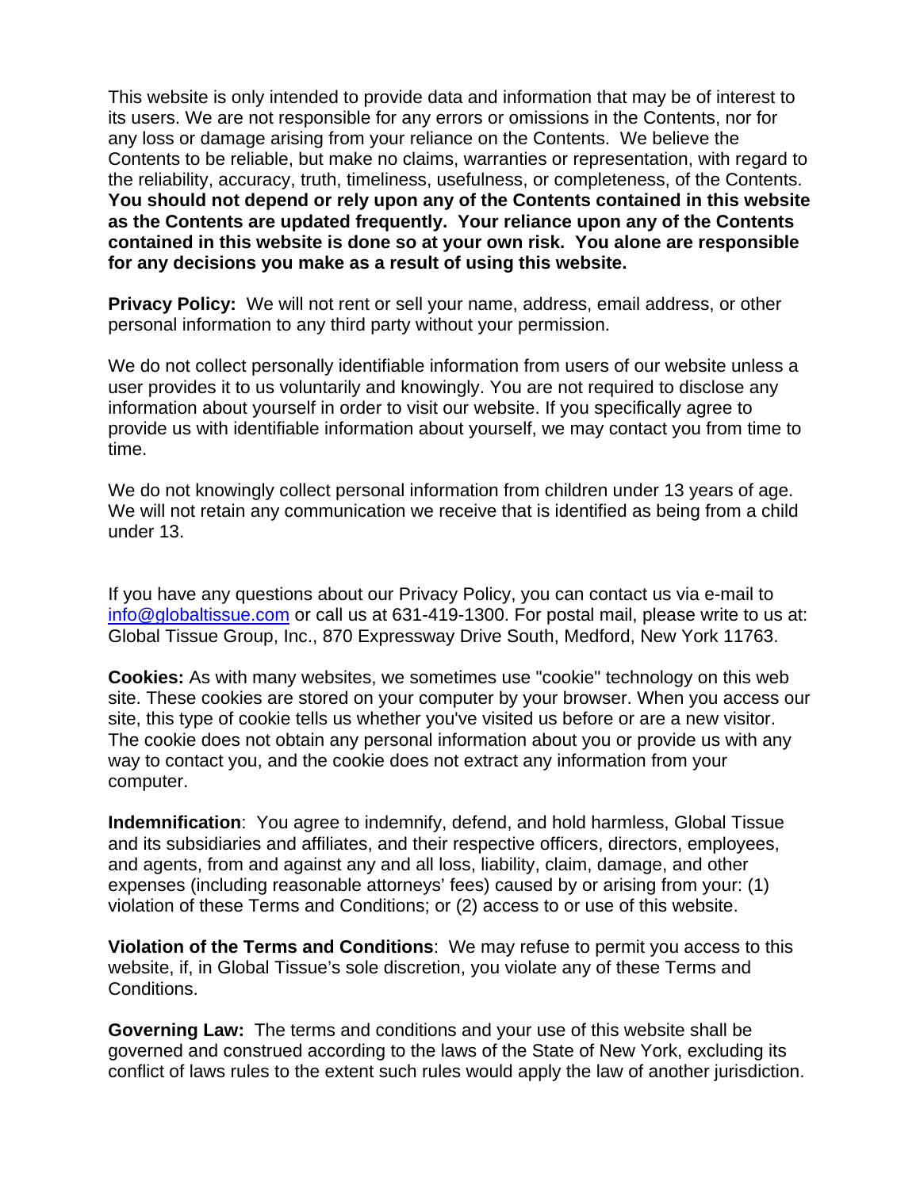This website is only intended to provide data and information that may be of interest to its users. We are not responsible for any errors or omissions in the Contents, nor for any loss or damage arising from your reliance on the Contents. We believe the Contents to be reliable, but make no claims, warranties or representation, with regard to the reliability, accuracy, truth, timeliness, usefulness, or completeness, of the Contents. **You should not depend or rely upon any of the Contents contained in this website as the Contents are updated frequently. Your reliance upon any of the Contents contained in this website is done so at your own risk. You alone are responsible for any decisions you make as a result of using this website.**

**Privacy Policy:** We will not rent or sell your name, address, email address, or other personal information to any third party without your permission.

We do not collect personally identifiable information from users of our website unless a user provides it to us voluntarily and knowingly. You are not required to disclose any information about yourself in order to visit our website. If you specifically agree to provide us with identifiable information about yourself, we may contact you from time to time.

We do not knowingly collect personal information from children under 13 years of age. We will not retain any communication we receive that is identified as being from a child under 13.

If you have any questions about our Privacy Policy, you can contact us via e-mail to [info@globaltissue.com](mailto:info@globaltissue.com) or call us at 631-419-1300. For postal mail, please write to us at: Global Tissue Group, Inc., 870 Expressway Drive South, Medford, New York 11763.

**Cookies:** As with many websites, we sometimes use "cookie" technology on this web site. These cookies are stored on your computer by your browser. When you access our site, this type of cookie tells us whether you've visited us before or are a new visitor. The cookie does not obtain any personal information about you or provide us with any way to contact you, and the cookie does not extract any information from your computer.

**Indemnification**: You agree to indemnify, defend, and hold harmless, Global Tissue and its subsidiaries and affiliates, and their respective officers, directors, employees, and agents, from and against any and all loss, liability, claim, damage, and other expenses (including reasonable attorneys' fees) caused by or arising from your: (1) violation of these Terms and Conditions; or (2) access to or use of this website.

**Violation of the Terms and Conditions**: We may refuse to permit you access to this website, if, in Global Tissue's sole discretion, you violate any of these Terms and Conditions.

**Governing Law:** The terms and conditions and your use of this website shall be governed and construed according to the laws of the State of New York, excluding its conflict of laws rules to the extent such rules would apply the law of another jurisdiction.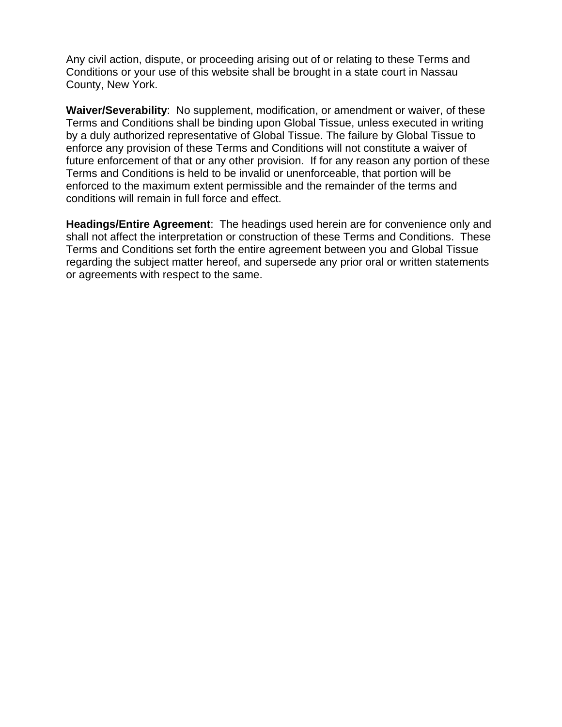Any civil action, dispute, or proceeding arising out of or relating to these Terms and Conditions or your use of this website shall be brought in a state court in Nassau County, New York.

**Waiver/Severability**: No supplement, modification, or amendment or waiver, of these Terms and Conditions shall be binding upon Global Tissue, unless executed in writing by a duly authorized representative of Global Tissue. The failure by Global Tissue to enforce any provision of these Terms and Conditions will not constitute a waiver of future enforcement of that or any other provision. If for any reason any portion of these Terms and Conditions is held to be invalid or unenforceable, that portion will be enforced to the maximum extent permissible and the remainder of the terms and conditions will remain in full force and effect.

**Headings/Entire Agreement**: The headings used herein are for convenience only and shall not affect the interpretation or construction of these Terms and Conditions. These Terms and Conditions set forth the entire agreement between you and Global Tissue regarding the subject matter hereof, and supersede any prior oral or written statements or agreements with respect to the same.